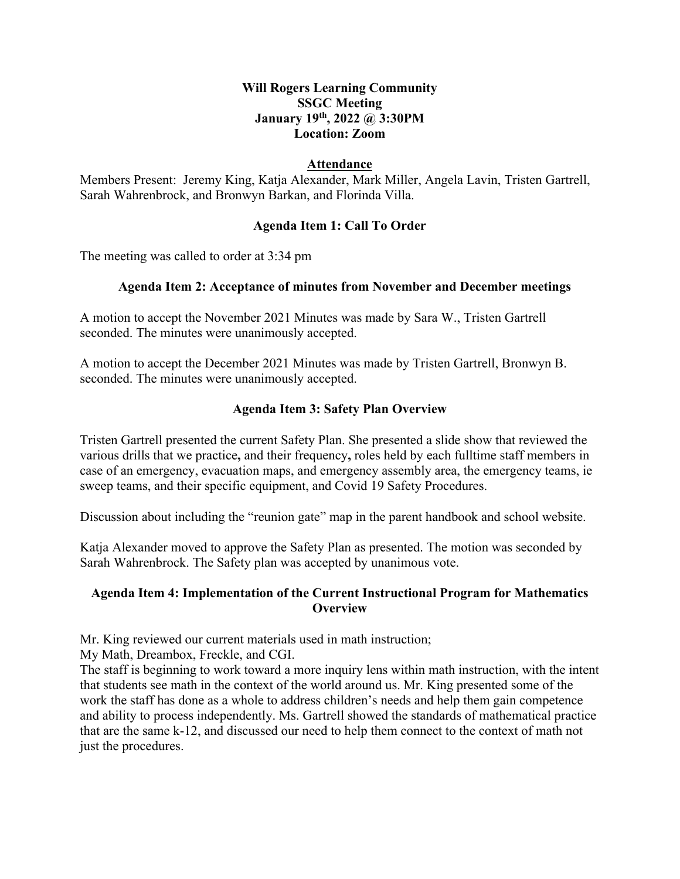**Will Rogers Learning Community**
**SSGC Meeting**
**January 19th, 2022 @ 3:30PM**
**Location: Zoom**

## Attendance

Members Present: Jeremy King, Katja Alexander, Mark Miller, Angela Lavin, Tristen Gartrell, Sarah Wahrenbrock, and Bronwyn Barkan, and Florinda Villa.

## Agenda Item 1: Call To Order

The meeting was called to order at 3:34 pm

## Agenda Item 2: Acceptance of minutes from November and December meetings

A motion to accept the November 2021 Minutes was made by Sara W., Tristen Gartrell seconded. The minutes were unanimously accepted.

A motion to accept the December 2021 Minutes was made by Tristen Gartrell, Bronwyn B. seconded. The minutes were unanimously accepted.

## Agenda Item 3: Safety Plan Overview

Tristen Gartrell presented the current Safety Plan. She presented a slide show that reviewed the various drills that we practice**,** and their frequency**,** roles held by each fulltime staff members in case of an emergency, evacuation maps, and emergency assembly area, the emergency teams, ie sweep teams, and their specific equipment, and Covid 19 Safety Procedures.

Discussion about including the "reunion gate" map in the parent handbook and school website.

Katja Alexander moved to approve the Safety Plan as presented. The motion was seconded by Sarah Wahrenbrock. The Safety plan was accepted by unanimous vote.

## Agenda Item 4: Implementation of the Current Instructional Program for Mathematics Overview

Mr. King reviewed our current materials used in math instruction;
My Math, Dreambox, Freckle, and CGI.
The staff is beginning to work toward a more inquiry lens within math instruction, with the intent that students see math in the context of the world around us. Mr. King presented some of the work the staff has done as a whole to address children's needs and help them gain competence and ability to process independently. Ms. Gartrell showed the standards of mathematical practice that are the same k-12, and discussed our need to help them connect to the context of math not just the procedures.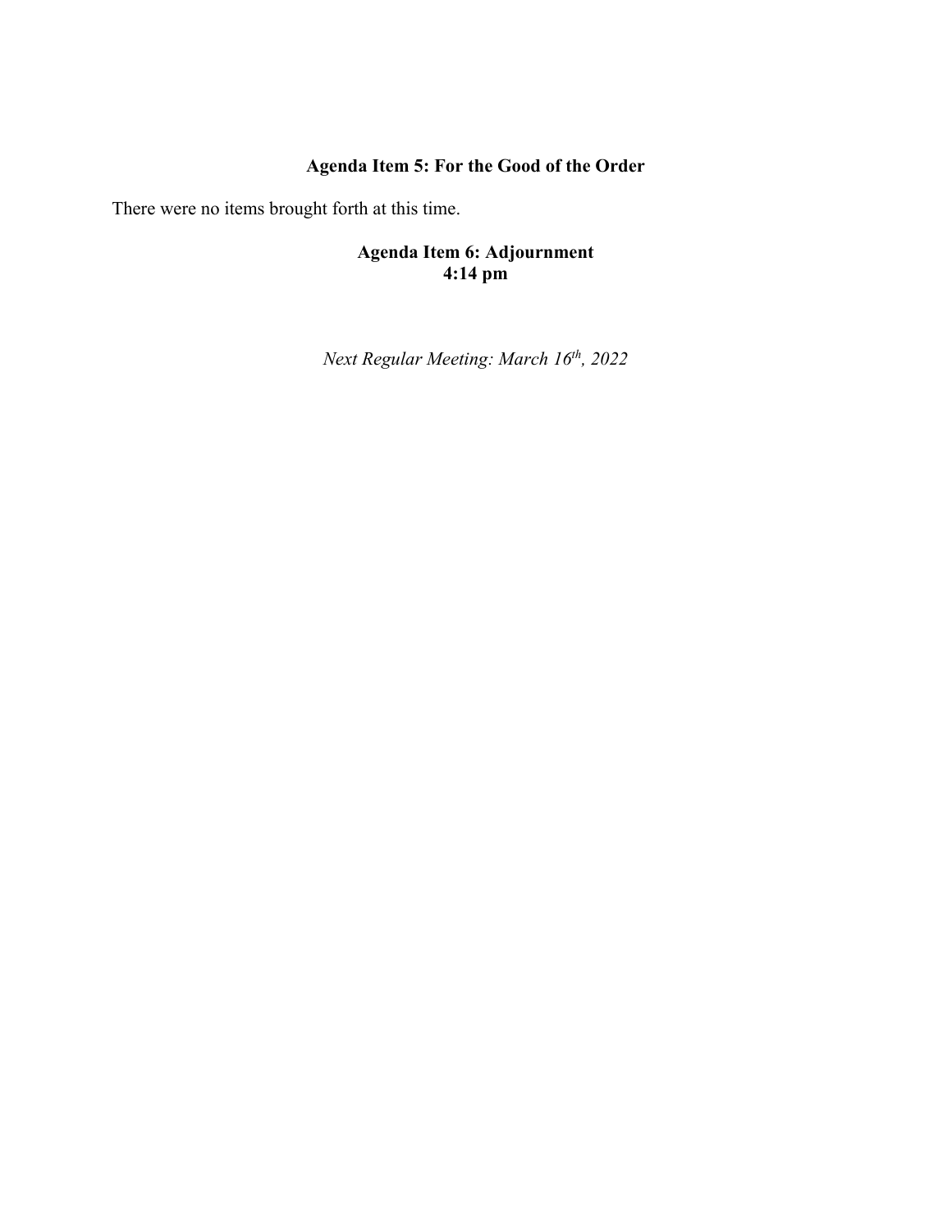## Agenda Item 5: For the Good of the Order

There were no items brought forth at this time.

## Agenda Item 6: Adjournment
**4:14 pm**

*Next Regular Meeting: March 16th, 2022*